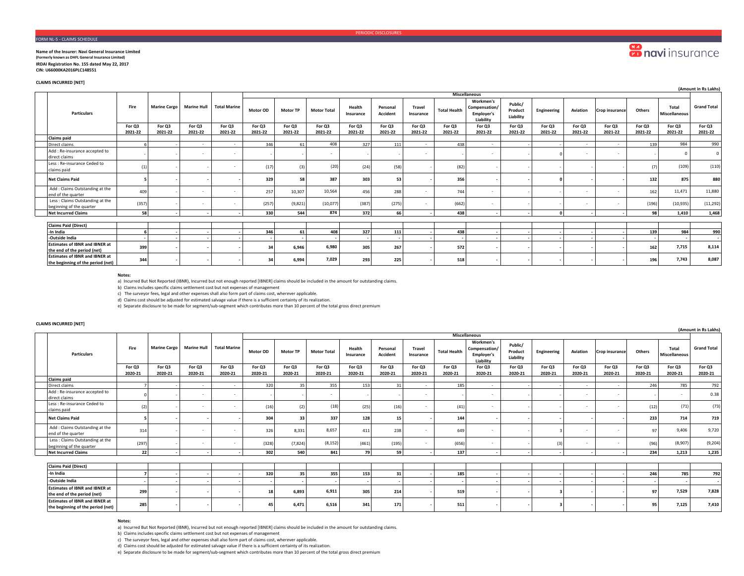PERIODIC DISCLOSURES

FORM NL-5 - CLAIMS SCHEDULE

**Name of the Insurer: Navi General Insurance Limited**
**(Formerly known as DHFL General Insurance Limited)**
**IRDAI Registration No. 155 dated May 22, 2017**
**CIN: U66000KA2016PLC148551**

### CLAIMS INCURRED [NET]

(Amount in Rs Lakhs)

| Particulars | Fire | Marine Cargo | Marine Hull | Total Marine | Miscellaneous | | | | | | | | | | | | | | Grand Total |
|---|---|---|---|---|---|---|---|---|---|---|---|---|---|---|---|---|---|---|---|
| | | | | | Motor OD | Motor TP | Motor Total | Health Insurance | Personal Accident | Travel Insurance | Total Health | Workmen's Compensation/ Employer's Liability | Public/ Product Liability | Engineering | Aviation | Crop insurance | Others | Total Miscellaneous | |
| | For Q3 2021-22 | For Q3 2021-22 | For Q3 2021-22 | For Q3 2021-22 | For Q3 2021-22 | For Q3 2021-22 | For Q3 2021-22 | For Q3 2021-22 | For Q3 2021-22 | For Q3 2021-22 | For Q3 2021-22 | For Q3 2021-22 | For Q3 2021-22 | For Q3 2021-22 | For Q3 2021-22 | For Q3 2021-22 | For Q3 2021-22 | For Q3 2021-22 | For Q3 2021-22 |
| **Claims paid** | | | | | | | | | | | | | | | | | | | |
| Direct claims | 6 | - | - | - | 346 | 61 | 408 | 327 | 111 | - | 438 | - | - | - | - | - | 139 | 984 | 990 |
| Add : Re-insurance accepted to direct claims | - | - | - | - | - | - | - | - | - | - | - | - | - | 0 | - | - | - | 0 | 0 |
| Less : Re-insurance Ceded to claims paid | (1) | - | - | - | (17) | (3) | (20) | (24) | (58) | - | (82) | - | - | - | - | - | (7) | (109) | (110) |
| **Net Claims Paid** | **5** | **-** | **-** | **-** | **329** | **58** | **387** | **303** | **53** | **-** | **356** | **-** | **-** | **0** | **-** | **-** | **132** | **875** | **880** |
| Add : Claims Outstanding at the end of the quarter | 409 | - | - | - | 257 | 10,307 | 10,564 | 456 | 288 | - | 744 | - | - | - | - | - | 162 | 11,471 | 11,880 |
| Less : Claims Outstanding at the beginning of the quarter | (357) | - | - | - | (257) | (9,821) | (10,077) | (387) | (275) | - | (662) | - | - | - | - | - | (196) | (10,935) | (11,292) |
| **Net Incurred Claims** | **58** | **-** | **-** | **-** | **330** | **544** | **874** | **372** | **66** | **-** | **438** | **-** | **-** | **0** | **-** | **-** | **98** | **1,410** | **1,468** |
| | | | | | | | | | | | | | | | | | | | |
| **Claims Paid (Direct)** | | | | | | | | | | | | | | | | | | | |
| **-In India** | **6** | **-** | **-** | **-** | **346** | **61** | **408** | **327** | **111** | **-** | **438** | **-** | **-** | **-** | **-** | **-** | **139** | **984** | **990** |
| **-Outside India** | **-** | **-** | **-** | **-** | **-** | **-** | **-** | **-** | **-** | **-** | **-** | **-** | **-** | **-** | **-** | **-** | **-** | **-** | **-** |
| **Estimates of IBNR and IBNER at the end of the period (net)** | **399** | **-** | **-** | **-** | **34** | **6,946** | **6,980** | **305** | **267** | **-** | **572** | **-** | **-** | **-** | **-** | **-** | **162** | **7,715** | **8,114** |
| **Estimates of IBNR and IBNER at the beginning of the period (net)** | **344** | **-** | **-** | **-** | **34** | **6,994** | **7,029** | **293** | **225** | **-** | **518** | **-** | **-** | **-** | **-** | **-** | **196** | **7,743** | **8,087** |

**Notes:**

a) Incurred But Not Reported (IBNR), Incurred but not enough reported [IBNER] claims should be included in the amount for outstanding claims.

b) Claims includes specific claims settlement cost but not expenses of management

c) The surveyor fees, legal and other expenses shall also form part of claims cost, wherever applicable.

d) Claims cost should be adjusted for estimated salvage value if there is a sufficient certainty of its realization.

e) Separate disclosure to be made for segment/sub-segment which contributes more than 10 percent of the total gross direct premium

### CLAIMS INCURRED [NET]

(Amount in Rs Lakhs)

| Particulars | Fire | Marine Cargo | Marine Hull | Total Marine | Miscellaneous | | | | | | | | | | | | | | Grand Total |
|---|---|---|---|---|---|---|---|---|---|---|---|---|---|---|---|---|---|---|---|
| | | | | | Motor OD | Motor TP | Motor Total | Health Insurance | Personal Accident | Travel Insurance | Total Health | Workmen's Compensation/ Employer's Liability | Public/ Product Liability | Engineering | Aviation | Crop insurance | Others | Total Miscellaneous | |
| | For Q3 2020-21 | For Q3 2020-21 | For Q3 2020-21 | For Q3 2020-21 | For Q3 2020-21 | For Q3 2020-21 | For Q3 2020-21 | For Q3 2020-21 | For Q3 2020-21 | For Q3 2020-21 | For Q3 2020-21 | For Q3 2020-21 | For Q3 2020-21 | For Q3 2020-21 | For Q3 2020-21 | For Q3 2020-21 | For Q3 2020-21 | For Q3 2020-21 | For Q3 2020-21 |
| **Claims paid** | | | | | | | | | | | | | | | | | | | |
| Direct claims | 7 | - | - | - | 320 | 35 | 355 | 153 | 31 | - | 185 | - | - | - | - | - | 246 | 785 | 792 |
| Add : Re-insurance accepted to direct claims | 0 | - | - | - | - | - | - | - | - | - | - | - | - | - | - | - | - | - | 0.38 |
| Less : Re-insurance Ceded to claims paid | (2) | - | - | - | (16) | (2) | (18) | (25) | (16) | - | (41) | - | - | - | - | - | (12) | (71) | (73) |
| **Net Claims Paid** | **5** | **-** | **-** | **-** | **304** | **33** | **337** | **128** | **15** | **-** | **144** | **-** | **-** | **-** | **-** | **-** | **233** | **714** | **719** |
| Add : Claims Outstanding at the end of the quarter | 314 | - | - | - | 326 | 8,331 | 8,657 | 411 | 238 | - | 649 | - | - | 3 | - | - | 97 | 9,406 | 9,720 |
| Less : Claims Outstanding at the beginning of the quarter | (297) | - | - | - | (328) | (7,824) | (8,152) | (461) | (195) | - | (656) | - | - | (3) | - | - | (96) | (8,907) | (9,204) |
| **Net Incurred Claims** | **22** | **-** | **-** | **-** | **302** | **540** | **841** | **79** | **59** | **-** | **137** | **-** | **-** | **-** | **-** | **-** | **234** | **1,213** | **1,235** |
| | | | | | | | | | | | | | | | | | | | |
| **Claims Paid (Direct)** | | | | | | | | | | | | | | | | | | | |
| **-In India** | **7** | **-** | **-** | **-** | **320** | **35** | **355** | **153** | **31** | **-** | **185** | **-** | **-** | **-** | **-** | **-** | **246** | **785** | **792** |
| **-Outside India** | **-** | **-** | **-** | **-** | **-** | **-** | **-** | **-** | **-** | **-** | **-** | **-** | **-** | **-** | **-** | **-** | **-** | **-** | **-** |
| **Estimates of IBNR and IBNER at the end of the period (net)** | **299** | **-** | **-** | **-** | **18** | **6,893** | **6,911** | **305** | **214** | **-** | **519** | **-** | **-** | **3** | **-** | **-** | **97** | **7,529** | **7,828** |
| **Estimates of IBNR and IBNER at the beginning of the period (net)** | **285** | **-** | **-** | **-** | **45** | **6,471** | **6,516** | **341** | **171** | **-** | **511** | **-** | **-** | **3** | **-** | **-** | **95** | **7,125** | **7,410** |

**Notes:**

a) Incurred But Not Reported (IBNR), Incurred but not enough reported [IBNER] claims should be included in the amount for outstanding claims.

b) Claims includes specific claims settlement cost but not expenses of management

c) The surveyor fees, legal and other expenses shall also form part of claims cost, wherever applicable.

d) Claims cost should be adjusted for estimated salvage value if there is a sufficient certainty of its realization.

e) Separate disclosure to be made for segment/sub-segment which contributes more than 10 percent of the total gross direct premium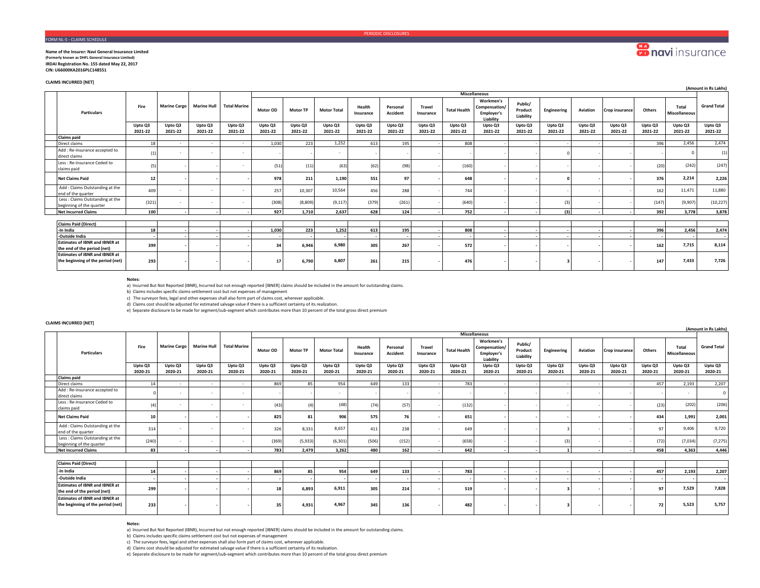PERIODIC DISCLOSURES

FORM NL-5 - CLAIMS SCHEDULE

**Name of the Insurer: Navi General Insurance Limited**
**(Formerly known as DHFL General Insurance Limited)**
**IRDAI Registration No. 155 dated May 22, 2017**
**CIN: U66000KA2016PLC148551**

**CLAIMS INCURRED [NET]**

(Amount in Rs Lakhs)

| Particulars | Fire | Marine Cargo | Marine Hull | Total Marine | Miscellaneous | | | | | | | | | | | | | | Grand Total |
|---|---|---|---|---|---|---|---|---|---|---|---|---|---|---|---|---|---|---|---|
| | | | | | Motor OD | Motor TP | Motor Total | Health Insurance | Personal Accident | Travel Insurance | Total Health | Workmen's Compensation/ Employer's Liability | Public/ Product Liability | Engineering | Aviation | Crop insurance | Others | Total Miscellaneous | |
| | Upto Q3 2021-22 | Upto Q3 2021-22 | Upto Q3 2021-22 | Upto Q3 2021-22 | Upto Q3 2021-22 | Upto Q3 2021-22 | Upto Q3 2021-22 | Upto Q3 2021-22 | Upto Q3 2021-22 | Upto Q3 2021-22 | Upto Q3 2021-22 | Upto Q3 2021-22 | Upto Q3 2021-22 | Upto Q3 2021-22 | Upto Q3 2021-22 | Upto Q3 2021-22 | Upto Q3 2021-22 | Upto Q3 2021-22 | Upto Q3 2021-22 |
| **Claims paid** | | | | | | | | | | | | | | | | | | | |
| Direct claims | 18 | - | - | - | 1,030 | 223 | 1,252 | 613 | 195 | - | 808 | - | - | - | - | - | 396 | 2,456 | 2,474 |
| Add : Re-insurance accepted to direct claims | (1) | - | - | - | - | - | - | - | - | - | - | - | - | 0 | - | - | - | 0 | (1) |
| Less : Re-insurance Ceded to claims paid | (5) | - | - | - | (51) | (11) | (63) | (62) | (98) | - | (160) | - | - | - | - | - | (20) | (242) | (247) |
| **Net Claims Paid** | **12** | **-** | **-** | **-** | **978** | **211** | **1,190** | **551** | **97** | **-** | **648** | **-** | **-** | **0** | **-** | **-** | **376** | **2,214** | **2,226** |
| Add : Claims Outstanding at the end of the quarter | 409 | - | - | - | 257 | 10,307 | 10,564 | 456 | 288 | - | 744 | - | - | - | - | - | 162 | 11,471 | 11,880 |
| Less : Claims Outstanding at the beginning of the quarter | (321) | - | - | - | (308) | (8,809) | (9,117) | (379) | (261) | - | (640) | - | - | (3) | - | - | (147) | (9,907) | (10,227) |
| **Net Incurred Claims** | **100** | **-** | **-** | **-** | **927** | **1,710** | **2,637** | **628** | **124** | **-** | **752** | **-** | **-** | **(3)** | **-** | **-** | **392** | **3,778** | **3,878** |
| **Claims Paid (Direct)** | | | | | | | | | | | | | | | | | | | |
| **-In India** | **18** | **-** | **-** | **-** | **1,030** | **223** | **1,252** | **613** | **195** | **-** | **808** | **-** | **-** | **-** | **-** | **-** | **396** | **2,456** | **2,474** |
| **-Outside India** | **-** | **-** | **-** | **-** | **-** | **-** | **-** | **-** | **-** | **-** | **-** | **-** | **-** | **-** | **-** | **-** | **-** | **-** | **-** |
| **Estimates of IBNR and IBNER at the end of the period (net)** | **399** | **-** | **-** | **-** | **34** | **6,946** | **6,980** | **305** | **267** | **-** | **572** | **-** | **-** | **-** | **-** | **-** | **162** | **7,715** | **8,114** |
| **Estimates of IBNR and IBNER at the beginning of the period (net)** | **293** | **-** | **-** | **-** | **17** | **6,790** | **6,807** | **261** | **215** | **-** | **476** | **-** | **-** | **3** | **-** | **-** | **147** | **7,433** | **7,726** |

**Notes:**

a) Incurred But Not Reported (IBNR), Incurred but not enough reported [IBNER] claims should be included in the amount for outstanding claims.

b) Claims includes specific claims settlement cost but not expenses of management

c) The surveyor fees, legal and other expenses shall also form part of claims cost, wherever applicable.

d) Claims cost should be adjusted for estimated salvage value if there is a sufficient certainty of its realization.

e) Separate disclosure to be made for segment/sub-segment which contributes more than 10 percent of the total gross direct premium

**CLAIMS INCURRED [NET]**

(Amount in Rs Lakhs)

| Particulars | Fire | Marine Cargo | Marine Hull | Total Marine | Miscellaneous | | | | | | | | | | | | | | Grand Total |
|---|---|---|---|---|---|---|---|---|---|---|---|---|---|---|---|---|---|---|---|
| | | | | | Motor OD | Motor TP | Motor Total | Health Insurance | Personal Accident | Travel Insurance | Total Health | Workmen's Compensation/ Employer's Liability | Public/ Product Liability | Engineering | Aviation | Crop insurance | Others | Total Miscellaneous | |
| | Upto Q3 2020-21 | Upto Q3 2020-21 | Upto Q3 2020-21 | Upto Q3 2020-21 | Upto Q3 2020-21 | Upto Q3 2020-21 | Upto Q3 2020-21 | Upto Q3 2020-21 | Upto Q3 2020-21 | Upto Q3 2020-21 | Upto Q3 2020-21 | Upto Q3 2020-21 | Upto Q3 2020-21 | Upto Q3 2020-21 | Upto Q3 2020-21 | Upto Q3 2020-21 | Upto Q3 2020-21 | Upto Q3 2020-21 | Upto Q3 2020-21 |
| **Claims paid** | | | | | | | | | | | | | | | | | | | |
| Direct claims | 14 | - | - | - | 869 | 85 | 954 | 649 | 133 | - | 783 | - | - | - | - | - | 457 | 2,193 | 2,207 |
| Add : Re-insurance accepted to direct claims | 0 | - | - | - | - | - | - | - | - | - | - | - | - | - | - | - | - | - | 0 |
| Less : Re-insurance Ceded to claims paid | (4) | - | - | - | (43) | (4) | (48) | (74) | (57) | - | (132) | - | - | - | - | - | (23) | (202) | (206) |
| **Net Claims Paid** | **10** | **-** | **-** | **-** | **825** | **81** | **906** | **575** | **76** | **-** | **651** | **-** | **-** | **-** | **-** | **-** | **434** | **1,991** | **2,001** |
| Add : Claims Outstanding at the end of the quarter | 314 | - | - | - | 326 | 8,331 | 8,657 | 411 | 238 | - | 649 | - | - | 3 | - | - | 97 | 9,406 | 9,720 |
| Less : Claims Outstanding at the beginning of the quarter | (240) | - | - | - | (369) | (5,933) | (6,301) | (506) | (152) | - | (658) | - | - | (3) | - | - | (72) | (7,034) | (7,275) |
| **Net Incurred Claims** | **83** | **-** | **-** | **-** | **783** | **2,479** | **3,262** | **480** | **162** | **-** | **642** | **-** | **-** | **1** | **-** | **-** | **458** | **4,363** | **4,446** |
| **Claims Paid (Direct)** | | | | | | | | | | | | | | | | | | | |
| **-In India** | **14** | **-** | **-** | **-** | **869** | **85** | **954** | **649** | **133** | **-** | **783** | **-** | **-** | **-** | **-** | **-** | **457** | **2,193** | **2,207** |
| **-Outside India** | **-** | **-** | **-** | **-** | **-** | **-** | **-** | **-** | **-** | **-** | **-** | **-** | **-** | **-** | **-** | **-** | **-** | **-** | **-** |
| **Estimates of IBNR and IBNER at the end of the period (net)** | **299** | **-** | **-** | **-** | **18** | **6,893** | **6,911** | **305** | **214** | **-** | **519** | **-** | **-** | **3** | **-** | **-** | **97** | **7,529** | **7,828** |
| **Estimates of IBNR and IBNER at the beginning of the period (net)** | **233** | **-** | **-** | **-** | **35** | **4,931** | **4,967** | **345** | **136** | **-** | **482** | **-** | **-** | **3** | **-** | **-** | **72** | **5,523** | **5,757** |

**Notes:**

a) Incurred But Not Reported (IBNR), Incurred but not enough reported [IBNER] claims should be included in the amount for outstanding claims.

b) Claims includes specific claims settlement cost but not expenses of management

c) The surveyor fees, legal and other expenses shall also form part of claims cost, wherever applicable.

d) Claims cost should be adjusted for estimated salvage value if there is a sufficient certainty of its realization.

e) Separate disclosure to be made for segment/sub-segment which contributes more than 10 percent of the total gross direct premium